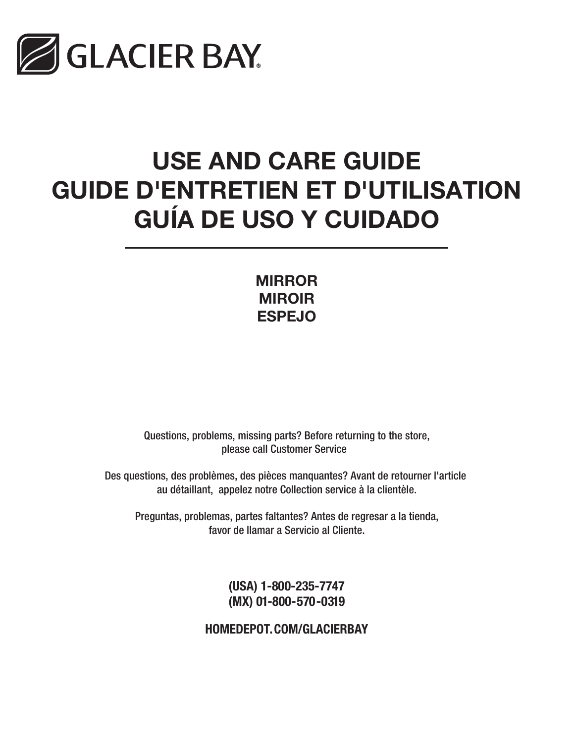GLACIER BAY®

# USE AND CARE GUIDE
# GUIDE D'ENTRETIEN ET D'UTILISATION
# GUÍA DE USO Y CUIDADO

**MIRROR**
**MIROIR**
**ESPEJO**

Questions, problems, missing parts? Before returning to the store, please call Customer Service

Des questions, des problèmes, des pièces manquantes? Avant de retourner l'article au détaillant, appelez notre Collection service à la clientèle.

Preguntas, problemas, partes faltantes? Antes de regresar a la tienda, favor de llamar a Servicio al Cliente.

**(USA) 1-800-235-7747**
**(MX) 01-800-570-0319**

**HOMEDEPOT.COM/GLACIERBAY**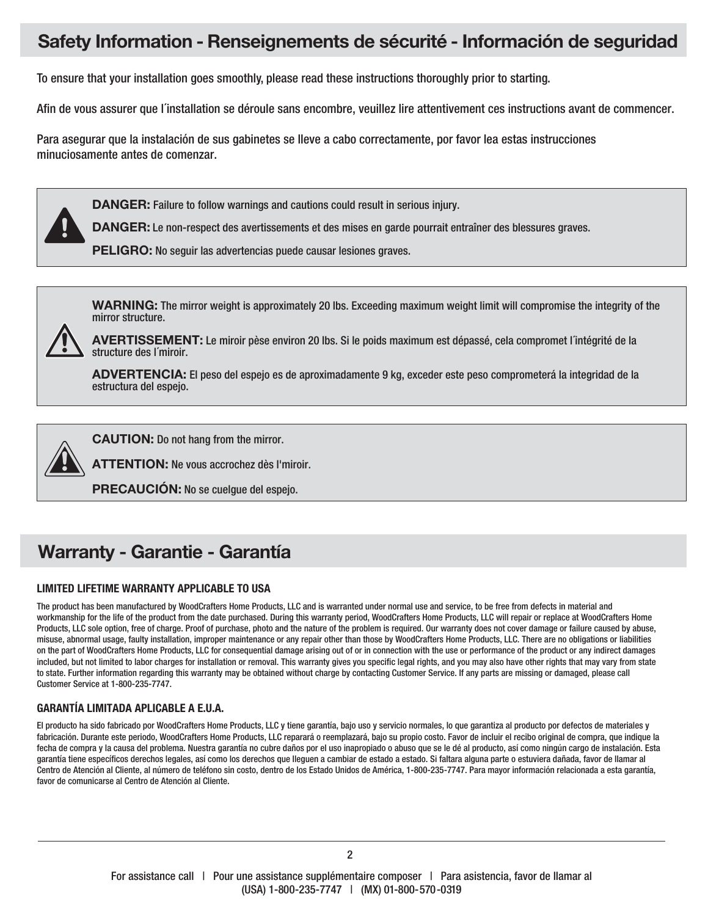## Safety Information - Renseignements de sécurité - Información de seguridad

To ensure that your installation goes smoothly, please read these instructions thoroughly prior to starting.

Afin de vous assurer que l´installation se déroule sans encombre, veuillez lire attentivement ces instructions avant de commencer.

Para asegurar que la instalación de sus gabinetes se lleve a cabo correctamente, por favor lea estas instrucciones minuciosamente antes de comenzar.

**DANGER:** Failure to follow warnings and cautions could result in serious injury.

**DANGER:** Le non-respect des avertissements et des mises en garde pourrait entraîner des blessures graves.

**PELIGRO:** No seguir las advertencias puede causar lesiones graves.

**WARNING:** The mirror weight is approximately 20 lbs. Exceeding maximum weight limit will compromise the integrity of the mirror structure.

**AVERTISSEMENT:** Le miroir pèse environ 20 lbs. Si le poids maximum est dépassé, cela compromet l´intégrité de la structure des l´miroir.

**ADVERTENCIA:** El peso del espejo es de aproximadamente 9 kg, exceder este peso comprometerá la integridad de la estructura del espejo.

**CAUTION:** Do not hang from the mirror.

**ATTENTION:** Ne vous accrochez dès l'miroir.

**PRECAUCIÓN:** No se cuelgue del espejo.

## Warranty - Garantie - Garantía

**LIMITED LIFETIME WARRANTY APPLICABLE TO USA**

The product has been manufactured by WoodCrafters Home Products, LLC and is warranted under normal use and service, to be free from defects in material and workmanship for the life of the product from the date purchased. During this warranty period, WoodCrafters Home Products, LLC will repair or replace at WoodCrafters Home Products, LLC sole option, free of charge. Proof of purchase, photo and the nature of the problem is required. Our warranty does not cover damage or failure caused by abuse, misuse, abnormal usage, faulty installation, improper maintenance or any repair other than those by WoodCrafters Home Products, LLC. There are no obligations or liabilities on the part of WoodCrafters Home Products, LLC for consequential damage arising out of or in connection with the use or performance of the product or any indirect damages included, but not limited to labor charges for installation or removal. This warranty gives you specific legal rights, and you may also have other rights that may vary from state to state. Further information regarding this warranty may be obtained without charge by contacting Customer Service. If any parts are missing or damaged, please call Customer Service at 1-800-235-7747.

**GARANTÍA LIMITADA APLICABLE A E.U.A.**

El producto ha sido fabricado por WoodCrafters Home Products, LLC y tiene garantía, bajo uso y servicio normales, lo que garantiza al producto por defectos de materiales y fabricación. Durante este periodo, WoodCrafters Home Products, LLC reparará o reemplazará, bajo su propio costo. Favor de incluir el recibo original de compra, que indique la fecha de compra y la causa del problema. Nuestra garantía no cubre daños por el uso inapropiado o abuso que se le dé al producto, así como ningún cargo de instalación. Esta garantía tiene específicos derechos legales, así como los derechos que lleguen a cambiar de estado a estado. Si faltara alguna parte o estuviera dañada, favor de llamar al Centro de Atención al Cliente, al número de teléfono sin costo, dentro de los Estado Unidos de América, 1-800-235-7747. Para mayor información relacionada a esta garantía, favor de comunicarse al Centro de Atención al Cliente.

For assistance call | Pour une assistance supplémentaire composer | Para asistencia, favor de llamar al
(USA) 1-800-235-7747 | (MX) 01-800-570-0319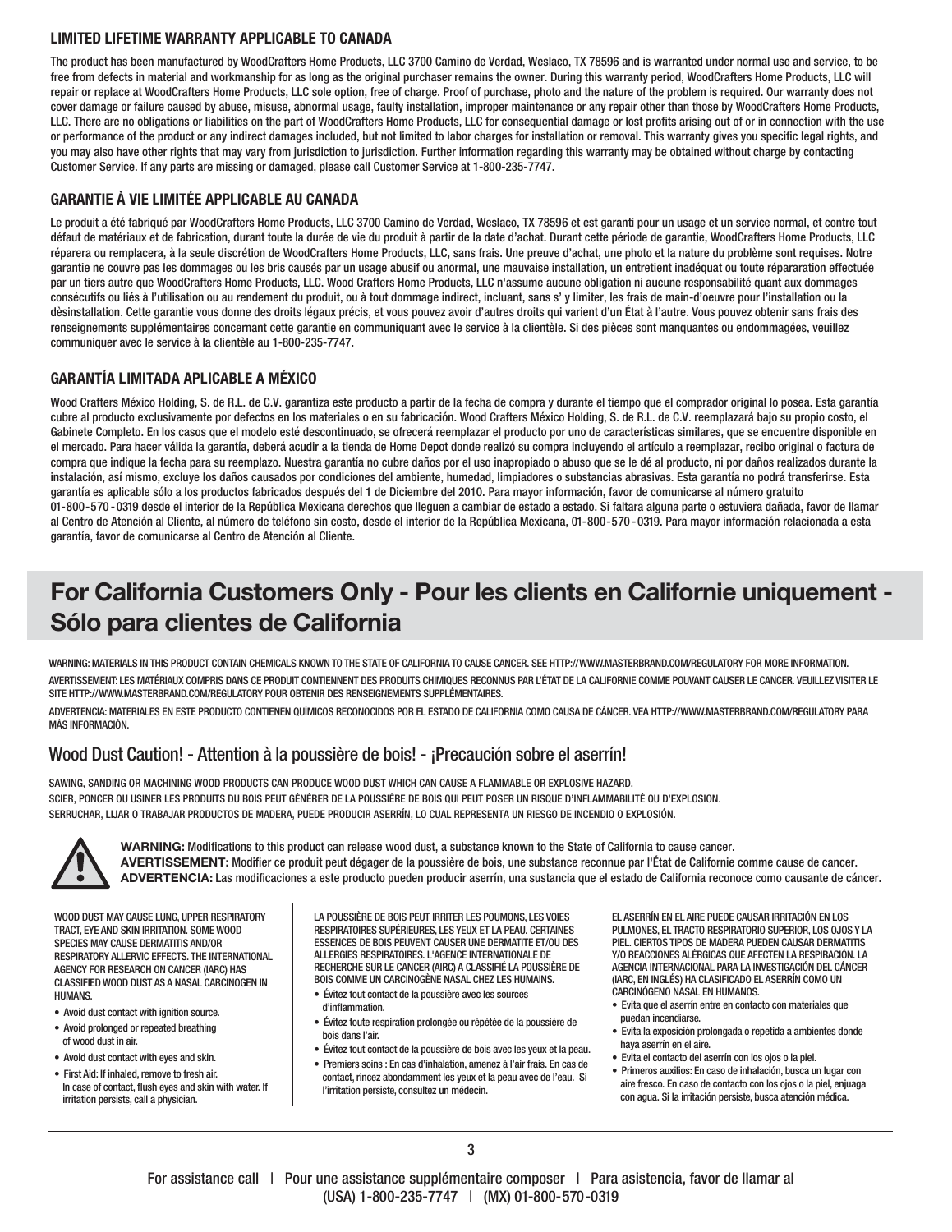## LIMITED LIFETIME WARRANTY APPLICABLE TO CANADA

The product has been manufactured by WoodCrafters Home Products, LLC 3700 Camino de Verdad, Weslaco, TX 78596 and is warranted under normal use and service, to be free from defects in material and workmanship for as long as the original purchaser remains the owner. During this warranty period, WoodCrafters Home Products, LLC will repair or replace at WoodCrafters Home Products, LLC sole option, free of charge. Proof of purchase, photo and the nature of the problem is required. Our warranty does not cover damage or failure caused by abuse, misuse, abnormal usage, faulty installation, improper maintenance or any repair other than those by WoodCrafters Home Products, LLC. There are no obligations or liabilities on the part of WoodCrafters Home Products, LLC for consequential damage or lost profits arising out of or in connection with the use or performance of the product or any indirect damages included, but not limited to labor charges for installation or removal. This warranty gives you specific legal rights, and you may also have other rights that may vary from jurisdiction to jurisdiction. Further information regarding this warranty may be obtained without charge by contacting Customer Service. If any parts are missing or damaged, please call Customer Service at 1-800-235-7747.

## GARANTIE À VIE LIMITÉE APPLICABLE AU CANADA

Le produit a été fabriqué par WoodCrafters Home Products, LLC 3700 Camino de Verdad, Weslaco, TX 78596 et est garanti pour un usage et un service normal, et contre tout défaut de matériaux et de fabrication, durant toute la durée de vie du produit à partir de la date d'achat. Durant cette période de garantie, WoodCrafters Home Products, LLC réparera ou remplacera, à la seule discrétion de WoodCrafters Home Products, LLC, sans frais. Une preuve d'achat, une photo et la nature du problème sont requises. Notre garantie ne couvre pas les dommages ou les bris causés par un usage abusif ou anormal, une mauvaise installation, un entretient inadéquat ou toute répararation effectuée par un tiers autre que WoodCrafters Home Products, LLC. Wood Crafters Home Products, LLC n'assume aucune obligation ni aucune responsabilité quant aux dommages consécutifs ou liés à l'utilisation ou au rendement du produit, ou à tout dommage indirect, incluant, sans s' y limiter, les frais de main-d'oeuvre pour l'installation ou la dèsinstallation. Cette garantie vous donne des droits légaux précis, et vous pouvez avoir d'autres droits qui varient d'un État à l'autre. Vous pouvez obtenir sans frais des renseignements supplémentaires concernant cette garantie en communiquant avec le service à la clientèle. Si des pièces sont manquantes ou endommagées, veuillez communiquer avec le service à la clientèle au 1-800-235-7747.

## GARANTÍA LIMITADA APLICABLE A MÉXICO

Wood Crafters México Holding, S. de R.L. de C.V. garantiza este producto a partir de la fecha de compra y durante el tiempo que el comprador original lo posea. Esta garantía cubre al producto exclusivamente por defectos en los materiales o en su fabricación. Wood Crafters México Holding, S. de R.L. de C.V. reemplazará bajo su propio costo, el Gabinete Completo. En los casos que el modelo esté descontinuado, se ofrecerá reemplazar el producto por uno de características similares, que se encuentre disponible en el mercado. Para hacer válida la garantía, deberá acudir a la tienda de Home Depot donde realizó su compra incluyendo el artículo a reemplazar, recibo original o factura de compra que indique la fecha para su reemplazo. Nuestra garantía no cubre daños por el uso inapropiado o abuso que se le dé al producto, ni por daños realizados durante la instalación, así mismo, excluye los daños causados por condiciones del ambiente, humedad, limpiadores o substancias abrasivas. Esta garantía no podrá transferirse. Esta garantía es aplicable sólo a los productos fabricados después del 1 de Diciembre del 2010. Para mayor información, favor de comunicarse al número gratuito 01-800-570-0319 desde el interior de la República Mexicana derechos que lleguen a cambiar de estado a estado. Si faltara alguna parte o estuviera dañada, favor de llamar al Centro de Atención al Cliente, al número de teléfono sin costo, desde el interior de la República Mexicana, 01-800-570-0319. Para mayor información relacionada a esta garantía, favor de comunicarse al Centro de Atención al Cliente.

# For California Customers Only - Pour les clients en Californie uniquement - Sólo para clientes de California

WARNING: MATERIALS IN THIS PRODUCT CONTAIN CHEMICALS KNOWN TO THE STATE OF CALIFORNIA TO CAUSE CANCER. SEE HTTP://WWW.MASTERBRAND.COM/REGULATORY FOR MORE INFORMATION.

AVERTISSEMENT: LES MATÉRIAUX COMPRIS DANS CE PRODUIT CONTIENNENT DES PRODUITS CHIMIQUES RECONNUS PAR L'ÉTAT DE LA CALIFORNIE COMME POUVANT CAUSER LE CANCER. VEUILLEZ VISITER LE SITE HTTP://WWW.MASTERBRAND.COM/REGULATORY POUR OBTENIR DES RENSEIGNEMENTS SUPPLÉMENTAIRES.

ADVERTENCIA: MATERIALES EN ESTE PRODUCTO CONTIENEN QUÍMICOS RECONOCIDOS POR EL ESTADO DE CALIFORNIA COMO CAUSA DE CÁNCER. VEA HTTP://WWW.MASTERBRAND.COM/REGULATORY PARA MÁS INFORMACIÓN.

## Wood Dust Caution! - Attention à la poussière de bois! - ¡Precaución sobre el aserrín!

SAWING, SANDING OR MACHINING WOOD PRODUCTS CAN PRODUCE WOOD DUST WHICH CAN CAUSE A FLAMMABLE OR EXPLOSIVE HAZARD.
SCIER, PONCER OU USINER LES PRODUITS DU BOIS PEUT GÉNÉRER DE LA POUSSIÈRE DE BOIS QUI PEUT POSER UN RISQUE D'INFLAMMABILITÉ OU D'EXPLOSION.
SERRUCHAR, LIJAR O TRABAJAR PRODUCTOS DE MADERA, PUEDE PRODUCIR ASERRÍN, LO CUAL REPRESENTA UN RIESGO DE INCENDIO O EXPLOSIÓN.

**WARNING:** Modifications to this product can release wood dust, a substance known to the State of California to cause cancer.
**AVERTISSEMENT:** Modifier ce produit peut dégager de la poussière de bois, une substance reconnue par l'État de Californie comme cause de cancer.
**ADVERTENCIA:** Las modificaciones a este producto pueden producir aserrín, una sustancia que el estado de California reconoce como causante de cáncer.

WOOD DUST MAY CAUSE LUNG, UPPER RESPIRATORY TRACT, EYE AND SKIN IRRITATION. SOME WOOD SPECIES MAY CAUSE DERMATITIS AND/OR RESPIRATORY ALLERVIC EFFECTS. THE INTERNATIONAL AGENCY FOR RESEARCH ON CANCER (IARC) HAS CLASSIFIED WOOD DUST AS A NASAL CARCINOGEN IN HUMANS.

- Avoid dust contact with ignition source.
- Avoid prolonged or repeated breathing of wood dust in air.
- Avoid dust contact with eyes and skin.
- First Aid: If inhaled, remove to fresh air. In case of contact, flush eyes and skin with water. If irritation persists, call a physician.

LA POUSSIÈRE DE BOIS PEUT IRRITER LES POUMONS, LES VOIES RESPIRATOIRES SUPÉRIEURES, LES YEUX ET LA PEAU. CERTAINES ESSENCES DE BOIS PEUVENT CAUSER UNE DERMATITE ET/OU DES ALLERGIES RESPIRATOIRES. L'AGENCE INTERNATIONALE DE RECHERCHE SUR LE CANCER (AIRC) A CLASSIFIÉ LA POUSSIÈRE DE BOIS COMME UN CARCINOGÈNE NASAL CHEZ LES HUMAINS.

- Évitez tout contact de la poussière avec les sources d'inflammation.
- Évitez toute respiration prolongée ou répétée de la poussière de bois dans l'air.
- Évitez tout contact de la poussière de bois avec les yeux et la peau.
- Premiers soins : En cas d'inhalation, amenez à l'air frais. En cas de contact, rincez abondamment les yeux et la peau avec de l'eau. Si l'irritation persiste, consultez un médecin.

EL ASERRÍN EN EL AIRE PUEDE CAUSAR IRRITACIÓN EN LOS PULMONES, EL TRACTO RESPIRATORIO SUPERIOR, LOS OJOS Y LA PIEL. CIERTOS TIPOS DE MADERA PUEDEN CAUSAR DERMATITIS Y/O REACCIONES ALÉRGICAS QUE AFECTEN LA RESPIRACIÓN. LA AGENCIA INTERNACIONAL PARA LA INVESTIGACIÓN DEL CÁNCER (IARC, EN INGLÉS) HA CLASIFICADO EL ASERRÍN COMO UN CARCINÓGENO NASAL EN HUMANOS.

- Evita que el aserrín entre en contacto con materiales que puedan incendiarse.
- Evita la exposición prolongada o repetida a ambientes donde haya aserrín en el aire.
- Evita el contacto del aserrín con los ojos o la piel.
- Primeros auxilios: En caso de inhalación, busca un lugar con aire fresco. En caso de contacto con los ojos o la piel, enjuaga con agua. Si la irritación persiste, busca atención médica.

For assistance call | Pour une assistance supplémentaire composer | Para asistencia, favor de llamar al
(USA) 1-800-235-7747 | (MX) 01-800-570-0319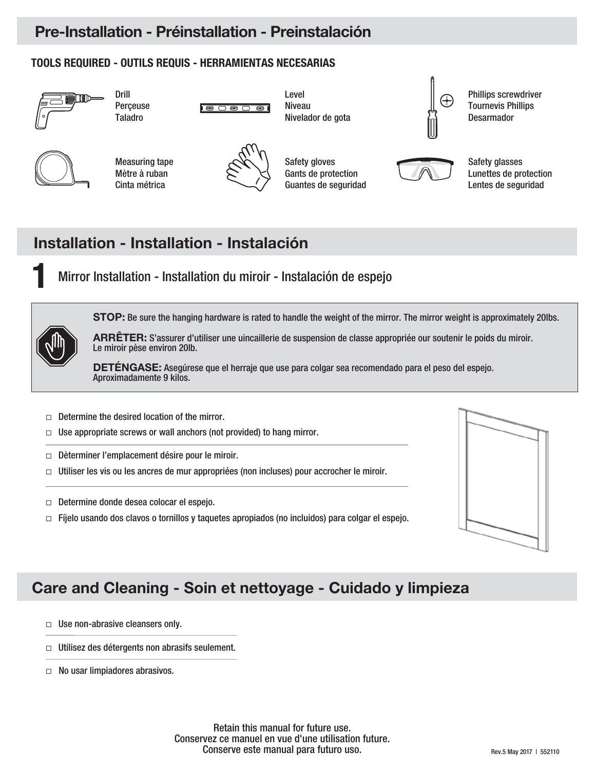## Pre-Installation - Préinstallation - Preinstalación

### TOOLS REQUIRED - OUTILS REQUIS - HERRAMIENTAS NECESARIAS

Drill
Perçeuse
Taladro

Level
Niveau
Nivelador de gota

Phillips screwdriver
Tournevis Phillips
Desarmador

Measuring tape
Mètre à ruban
Cinta métrica

Safety gloves
Gants de protection
Guantes de seguridad

Safety glasses
Lunettes de protection
Lentes de seguridad

## Installation - Installation - Instalación

### 1 Mirror Installation - Installation du miroir - Instalación de espejo

**STOP:** Be sure the hanging hardware is rated to handle the weight of the mirror. The mirror weight is approximately 20lbs.

**ARRÊTER:** S'assurer d'utiliser une uincaillerie de suspension de classe appropriée our soutenir le poids du miroir. Le miroir pèse environ 20lb.

**DETÉNGASE:** Asegúrese que el herraje que use para colgar sea recomendado para el peso del espejo. Aproximadamente 9 kilos.

- Determine the desired location of the mirror.
- Use appropriate screws or wall anchors (not provided) to hang mirror.

---

- Dèterminer l'emplacement désire pour le miroir.
- Utiliser les vis ou les ancres de mur appropriées (non incluses) pour accrocher le miroir.

---

- Determine donde desea colocar el espejo.
- Fíjelo usando dos clavos o tornillos y taquetes apropiados (no incluidos) para colgar el espejo.

## Care and Cleaning - Soin et nettoyage - Cuidado y limpieza

- Use non-abrasive cleansers only.

---

- Utilisez des détergents non abrasifs seulement.

---

- No usar limpiadores abrasivos.

Retain this manual for future use.
Conservez ce manuel en vue d'une utilisation future.
Conserve este manual para futuro uso.

Rev.5 May 2017 | 552110